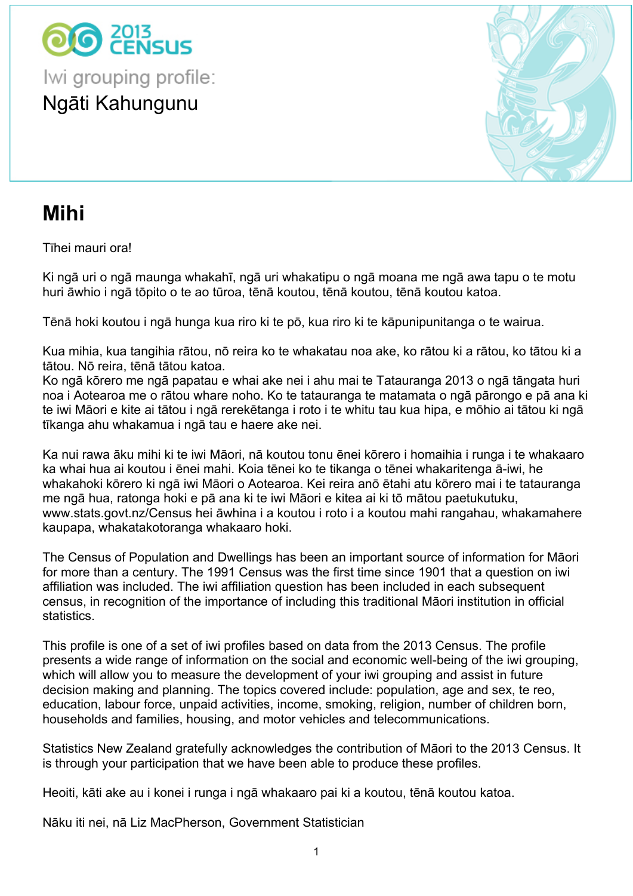2013 CENSUS

Iwi grouping profile:

# Ngāti Kahungunu

## Mihi

Tīhei mauri ora!

Ki ngā uri o ngā maunga whakahī, ngā uri whakatipu o ngā moana me ngā awa tapu o te motu huri āwhio i ngā tōpito o te ao tūroa, tēnā koutou, tēnā koutou, tēnā koutou katoa.

Tēnā hoki koutou i ngā hunga kua riro ki te pō, kua riro ki te kāpunipunitanga o te wairua.

Kua mihia, kua tangihia rātou, nō reira ko te whakatau noa ake, ko rātou ki a rātou, ko tātou ki a tātou. Nō reira, tēnā tātou katoa.
Ko ngā kōrero me ngā papatau e whai ake nei i ahu mai te Tatauranga 2013 o ngā tāngata huri noa i Aotearoa me o rātou whare noho. Ko te tatauranga te matamata o ngā pārongo e pā ana ki te iwi Māori e kite ai tātou i ngā rerekētanga i roto i te whitu tau kua hipa, e mōhio ai tātou ki ngā tīkanga ahu whakamua i ngā tau e haere ake nei.

Ka nui rawa āku mihi ki te iwi Māori, nā koutou tonu ēnei kōrero i homaihia i runga i te whakaaro ka whai hua ai koutou i ēnei mahi. Koia tēnei ko te tikanga o tēnei whakaritenga ā-iwi, he whakahoki kōrero ki ngā iwi Māori o Aotearoa. Kei reira anō ētahi atu kōrero mai i te tatauranga me ngā hua, ratonga hoki e pā ana ki te iwi Māori e kitea ai ki tō mātou paetukutuku, www.stats.govt.nz/Census hei āwhina i a koutou i roto i a koutou mahi rangahau, whakamahere kaupapa, whakatakotoranga whakaaro hoki.

The Census of Population and Dwellings has been an important source of information for Māori for more than a century. The 1991 Census was the first time since 1901 that a question on iwi affiliation was included. The iwi affiliation question has been included in each subsequent census, in recognition of the importance of including this traditional Māori institution in official statistics.

This profile is one of a set of iwi profiles based on data from the 2013 Census. The profile presents a wide range of information on the social and economic well-being of the iwi grouping, which will allow you to measure the development of your iwi grouping and assist in future decision making and planning. The topics covered include: population, age and sex, te reo, education, labour force, unpaid activities, income, smoking, religion, number of children born, households and families, housing, and motor vehicles and telecommunications.

Statistics New Zealand gratefully acknowledges the contribution of Māori to the 2013 Census. It is through your participation that we have been able to produce these profiles.

Heoiti, kāti ake au i konei i runga i ngā whakaaro pai ki a koutou, tēnā koutou katoa.

Nāku iti nei, nā Liz MacPherson, Government Statistician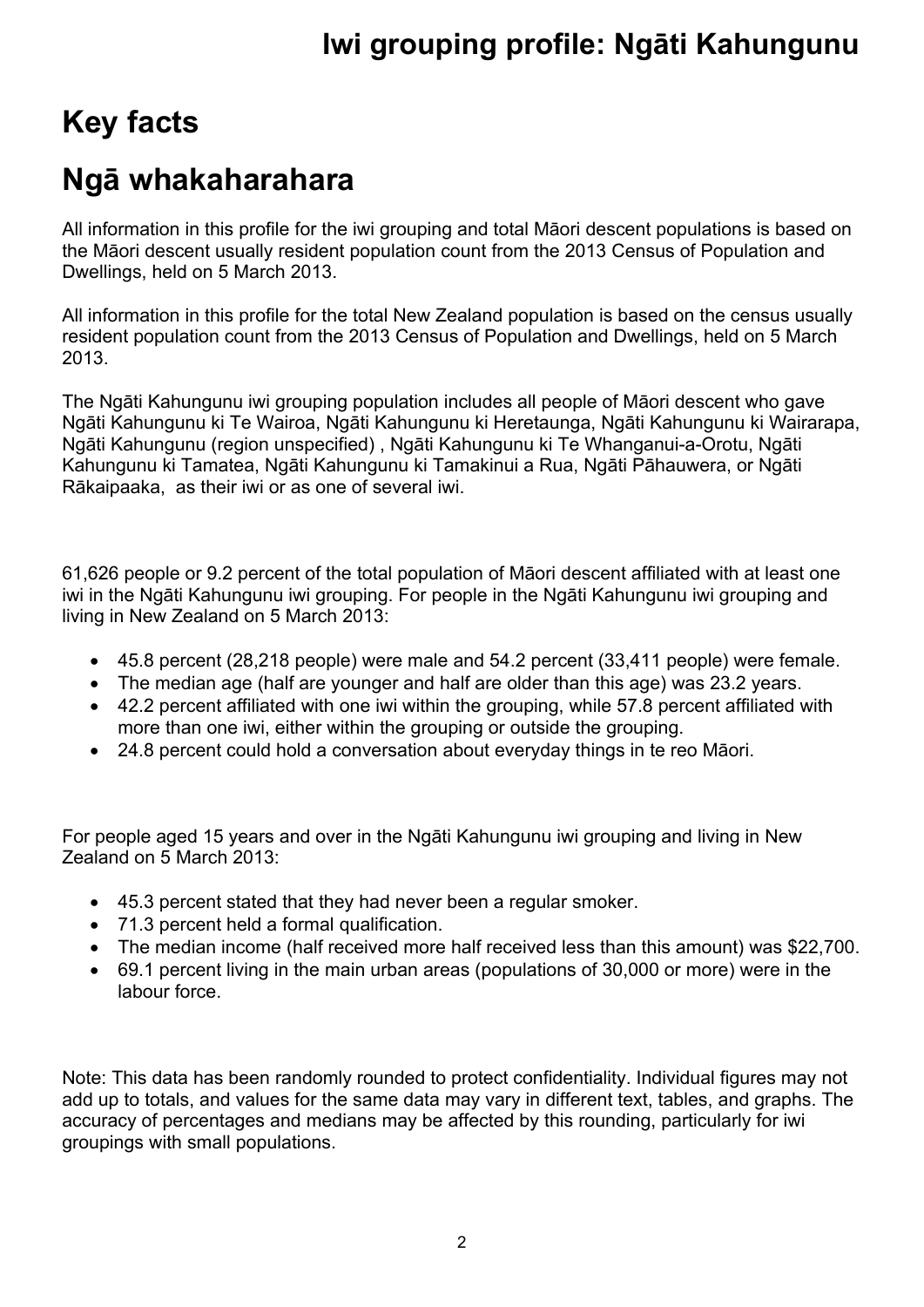# Key facts

# Ngā whakaharahara

All information in this profile for the iwi grouping and total Māori descent populations is based on the Māori descent usually resident population count from the 2013 Census of Population and Dwellings, held on 5 March 2013.

All information in this profile for the total New Zealand population is based on the census usually resident population count from the 2013 Census of Population and Dwellings, held on 5 March 2013.

The Ngāti Kahungunu iwi grouping population includes all people of Māori descent who gave Ngāti Kahungunu ki Te Wairoa, Ngāti Kahungunu ki Heretaunga, Ngāti Kahungunu ki Wairarapa, Ngāti Kahungunu (region unspecified) , Ngāti Kahungunu ki Te Whanganui-a-Orotu, Ngāti Kahungunu ki Tamatea, Ngāti Kahungunu ki Tamakinui a Rua, Ngāti Pāhauwera, or Ngāti Rākaipaaka, as their iwi or as one of several iwi.

61,626 people or 9.2 percent of the total population of Māori descent affiliated with at least one iwi in the Ngāti Kahungunu iwi grouping. For people in the Ngāti Kahungunu iwi grouping and living in New Zealand on 5 March 2013:

- 45.8 percent (28,218 people) were male and 54.2 percent (33,411 people) were female.
- The median age (half are younger and half are older than this age) was 23.2 years.
- 42.2 percent affiliated with one iwi within the grouping, while 57.8 percent affiliated with more than one iwi, either within the grouping or outside the grouping.
- 24.8 percent could hold a conversation about everyday things in te reo Māori.

For people aged 15 years and over in the Ngāti Kahungunu iwi grouping and living in New Zealand on 5 March 2013:

- 45.3 percent stated that they had never been a regular smoker.
- 71.3 percent held a formal qualification.
- The median income (half received more half received less than this amount) was $22,700.
- 69.1 percent living in the main urban areas (populations of 30,000 or more) were in the labour force.

Note: This data has been randomly rounded to protect confidentiality. Individual figures may not add up to totals, and values for the same data may vary in different text, tables, and graphs. The accuracy of percentages and medians may be affected by this rounding, particularly for iwi groupings with small populations.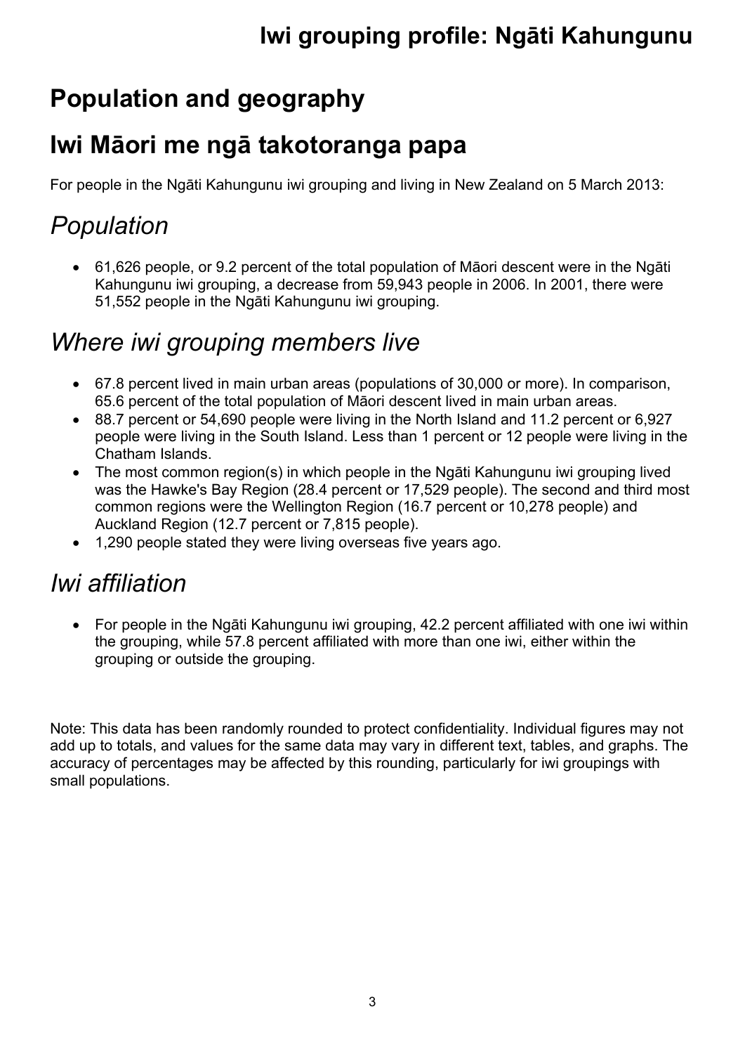# Population and geography

## Iwi Māori me ngā takotoranga papa

For people in the Ngāti Kahungunu iwi grouping and living in New Zealand on 5 March 2013:

## *Population*

- 61,626 people, or 9.2 percent of the total population of Māori descent were in the Ngāti Kahungunu iwi grouping, a decrease from 59,943 people in 2006. In 2001, there were 51,552 people in the Ngāti Kahungunu iwi grouping.

## *Where iwi grouping members live*

- 67.8 percent lived in main urban areas (populations of 30,000 or more). In comparison, 65.6 percent of the total population of Māori descent lived in main urban areas.
- 88.7 percent or 54,690 people were living in the North Island and 11.2 percent or 6,927 people were living in the South Island. Less than 1 percent or 12 people were living in the Chatham Islands.
- The most common region(s) in which people in the Ngāti Kahungunu iwi grouping lived was the Hawke's Bay Region (28.4 percent or 17,529 people). The second and third most common regions were the Wellington Region (16.7 percent or 10,278 people) and Auckland Region (12.7 percent or 7,815 people).
- 1,290 people stated they were living overseas five years ago.

## *Iwi affiliation*

- For people in the Ngāti Kahungunu iwi grouping, 42.2 percent affiliated with one iwi within the grouping, while 57.8 percent affiliated with more than one iwi, either within the grouping or outside the grouping.

Note: This data has been randomly rounded to protect confidentiality. Individual figures may not add up to totals, and values for the same data may vary in different text, tables, and graphs. The accuracy of percentages may be affected by this rounding, particularly for iwi groupings with small populations.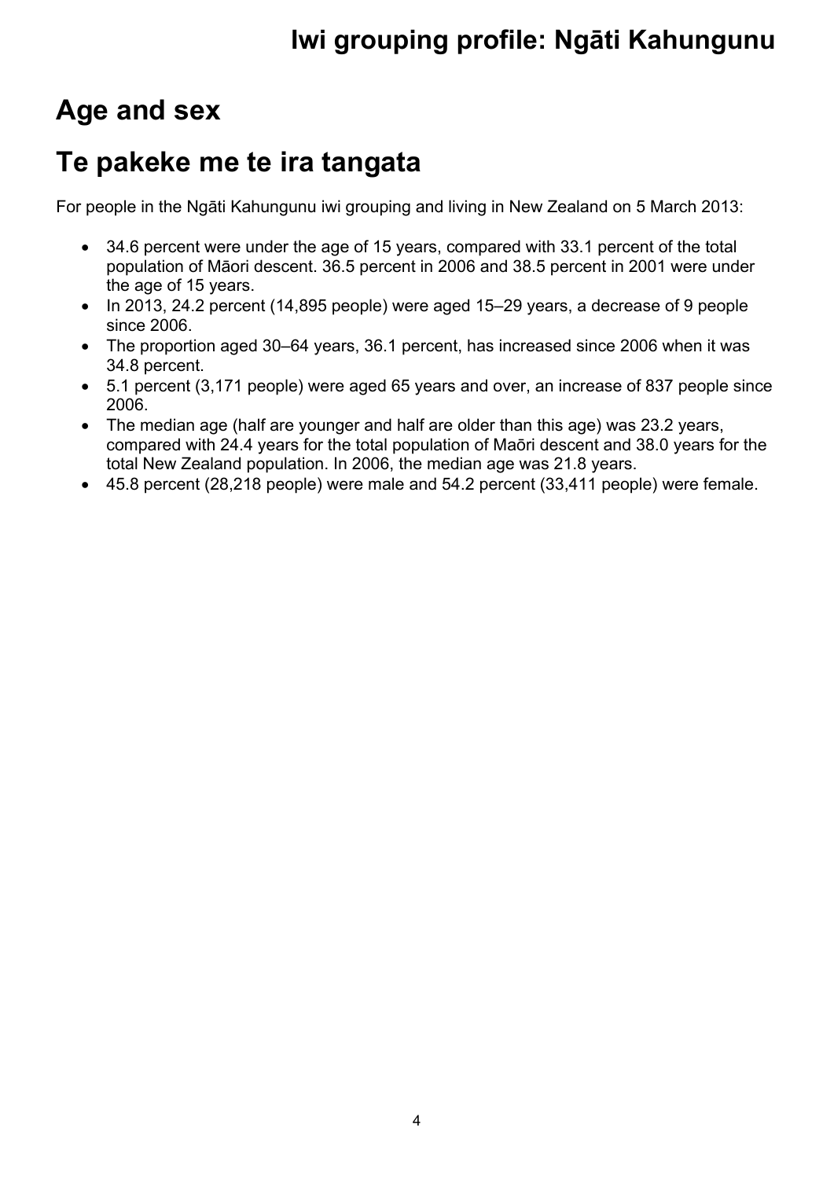# Age and sex

# Te pakeke me te ira tangata

For people in the Ngāti Kahungunu iwi grouping and living in New Zealand on 5 March 2013:

- 34.6 percent were under the age of 15 years, compared with 33.1 percent of the total population of Māori descent. 36.5 percent in 2006 and 38.5 percent in 2001 were under the age of 15 years.
- In 2013, 24.2 percent (14,895 people) were aged 15–29 years, a decrease of 9 people since 2006.
- The proportion aged 30–64 years, 36.1 percent, has increased since 2006 when it was 34.8 percent.
- 5.1 percent (3,171 people) were aged 65 years and over, an increase of 837 people since 2006.
- The median age (half are younger and half are older than this age) was 23.2 years, compared with 24.4 years for the total population of Maōri descent and 38.0 years for the total New Zealand population. In 2006, the median age was 21.8 years.
- 45.8 percent (28,218 people) were male and 54.2 percent (33,411 people) were female.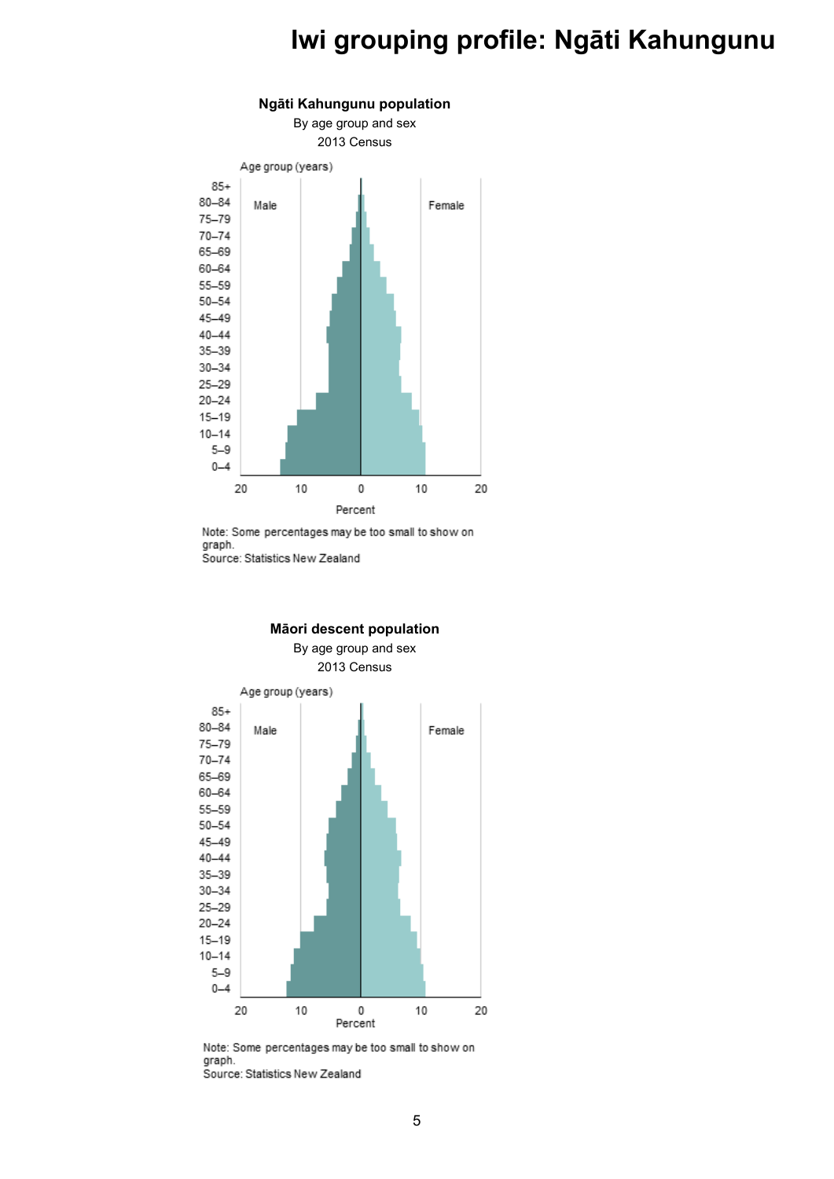# Iwi grouping profile: Ngāti Kahungunu

**Ngāti Kahungunu population**
By age group and sex
2013 Census

Note: Some percentages may be too small to show on graph.
Source: Statistics New Zealand

**Māori descent population**
By age group and sex
2013 Census

Note: Some percentages may be too small to show on graph.
Source: Statistics New Zealand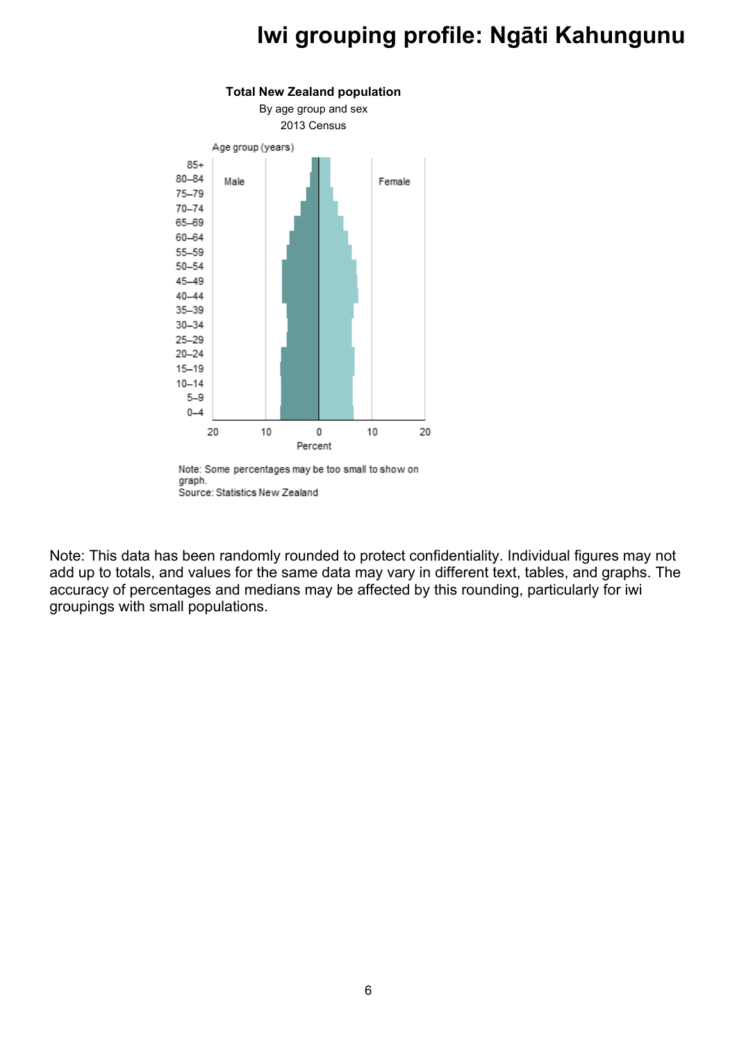# Iwi grouping profile: Ngāti Kahungunu

**Total New Zealand population**

By age group and sex

2013 Census

Note: Some percentages may be too small to show on graph.
Source: Statistics New Zealand

Note: This data has been randomly rounded to protect confidentiality. Individual figures may not add up to totals, and values for the same data may vary in different text, tables, and graphs. The accuracy of percentages and medians may be affected by this rounding, particularly for iwi groupings with small populations.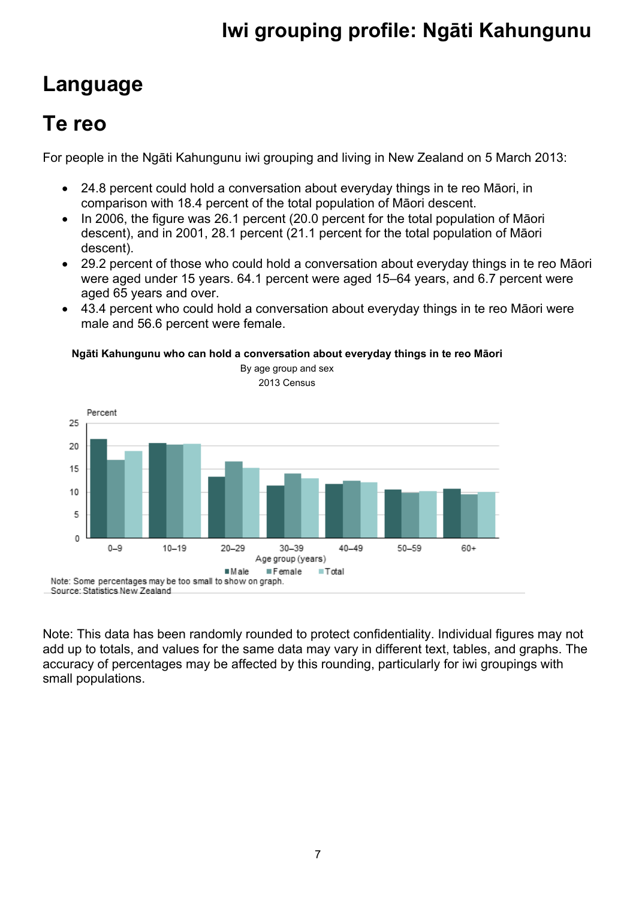# Language

## Te reo

For people in the Ngāti Kahungunu iwi grouping and living in New Zealand on 5 March 2013:

- 24.8 percent could hold a conversation about everyday things in te reo Māori, in comparison with 18.4 percent of the total population of Māori descent.
- In 2006, the figure was 26.1 percent (20.0 percent for the total population of Māori descent), and in 2001, 28.1 percent (21.1 percent for the total population of Māori descent).
- 29.2 percent of those who could hold a conversation about everyday things in te reo Māori were aged under 15 years. 64.1 percent were aged 15–64 years, and 6.7 percent were aged 65 years and over.
- 43.4 percent who could hold a conversation about everyday things in te reo Māori were male and 56.6 percent were female.

**Ngāti Kahungunu who can hold a conversation about everyday things in te reo Māori**
By age group and sex
2013 Census

Note: Some percentages may be too small to show on graph.
Source: Statistics New Zealand

Note: This data has been randomly rounded to protect confidentiality. Individual figures may not add up to totals, and values for the same data may vary in different text, tables, and graphs. The accuracy of percentages may be affected by this rounding, particularly for iwi groupings with small populations.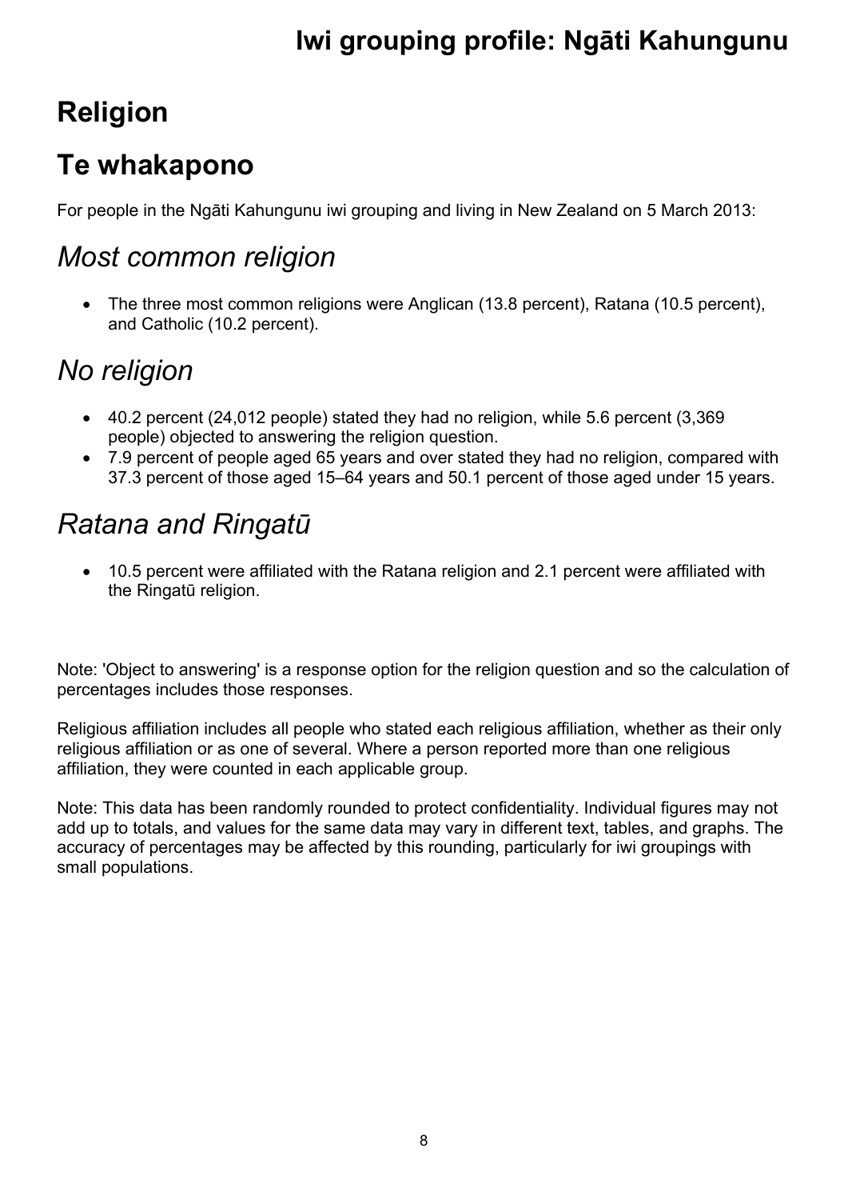# Religion

# Te whakapono

For people in the Ngāti Kahungunu iwi grouping and living in New Zealand on 5 March 2013:

## *Most common religion*

- The three most common religions were Anglican (13.8 percent), Ratana (10.5 percent), and Catholic (10.2 percent).

## *No religion*

- 40.2 percent (24,012 people) stated they had no religion, while 5.6 percent (3,369 people) objected to answering the religion question.
- 7.9 percent of people aged 65 years and over stated they had no religion, compared with 37.3 percent of those aged 15–64 years and 50.1 percent of those aged under 15 years.

## *Ratana and Ringatū*

- 10.5 percent were affiliated with the Ratana religion and 2.1 percent were affiliated with the Ringatū religion.

Note: 'Object to answering' is a response option for the religion question and so the calculation of percentages includes those responses.

Religious affiliation includes all people who stated each religious affiliation, whether as their only religious affiliation or as one of several. Where a person reported more than one religious affiliation, they were counted in each applicable group.

Note: This data has been randomly rounded to protect confidentiality. Individual figures may not add up to totals, and values for the same data may vary in different text, tables, and graphs. The accuracy of percentages may be affected by this rounding, particularly for iwi groupings with small populations.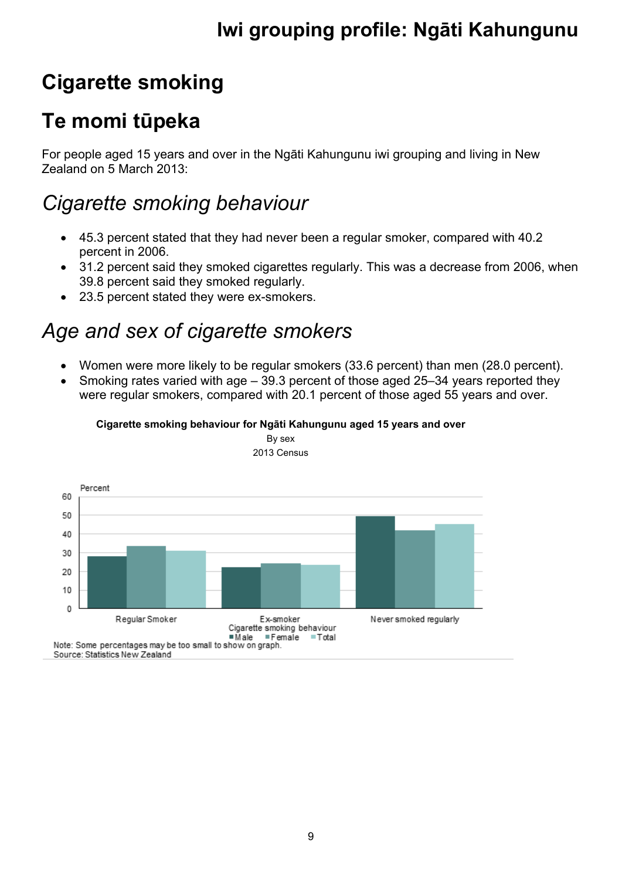# Cigarette smoking

# Te momi tūpeka

For people aged 15 years and over in the Ngāti Kahungunu iwi grouping and living in New Zealand on 5 March 2013:

## *Cigarette smoking behaviour*

- 45.3 percent stated that they had never been a regular smoker, compared with 40.2 percent in 2006.
- 31.2 percent said they smoked cigarettes regularly. This was a decrease from 2006, when 39.8 percent said they smoked regularly.
- 23.5 percent stated they were ex-smokers.

## *Age and sex of cigarette smokers*

- Women were more likely to be regular smokers (33.6 percent) than men (28.0 percent).
- Smoking rates varied with age – 39.3 percent of those aged 25–34 years reported they were regular smokers, compared with 20.1 percent of those aged 55 years and over.

**Cigarette smoking behaviour for Ngāti Kahungunu aged 15 years and over**

By sex

2013 Census

Percent

Regular Smoker | Ex-smoker | Never smoked regularly

Cigarette smoking behaviour

Male | Female | Total

Note: Some percentages may be too small to show on graph.

Source: Statistics New Zealand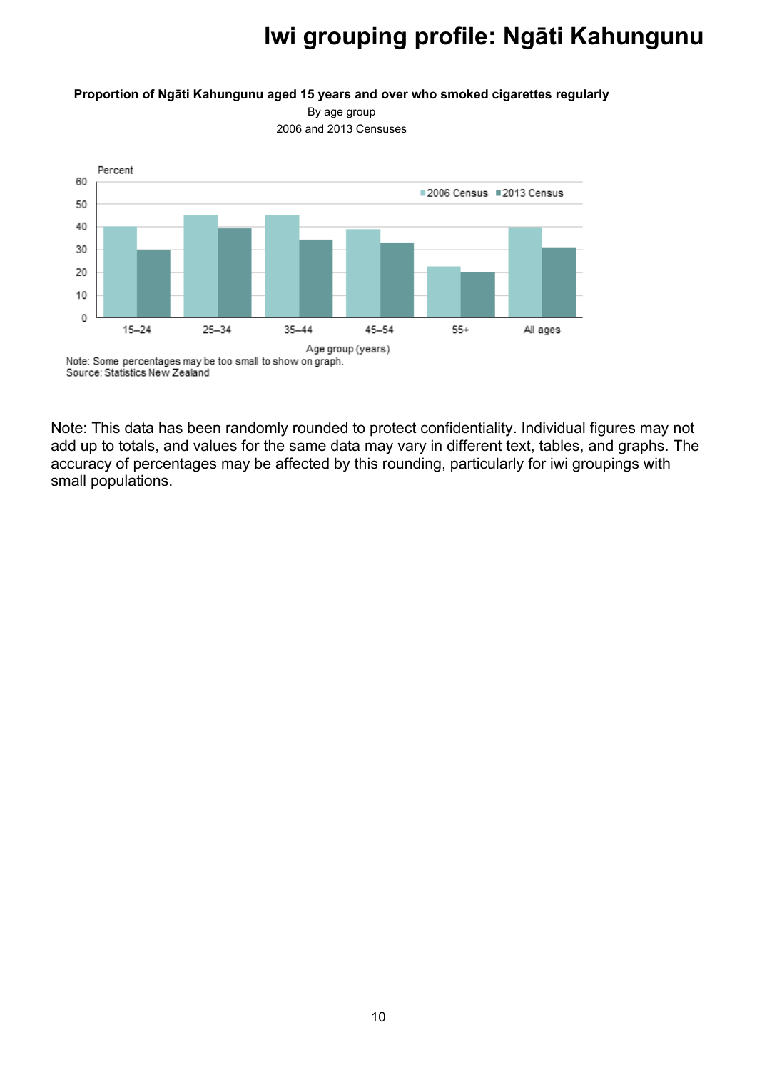**Proportion of Ngāti Kahungunu aged 15 years and over who smoked cigarettes regularly**

By age group

2006 and 2013 Censuses

Note: Some percentages may be too small to show on graph.
Source: Statistics New Zealand

Note: This data has been randomly rounded to protect confidentiality. Individual figures may not add up to totals, and values for the same data may vary in different text, tables, and graphs. The accuracy of percentages may be affected by this rounding, particularly for iwi groupings with small populations.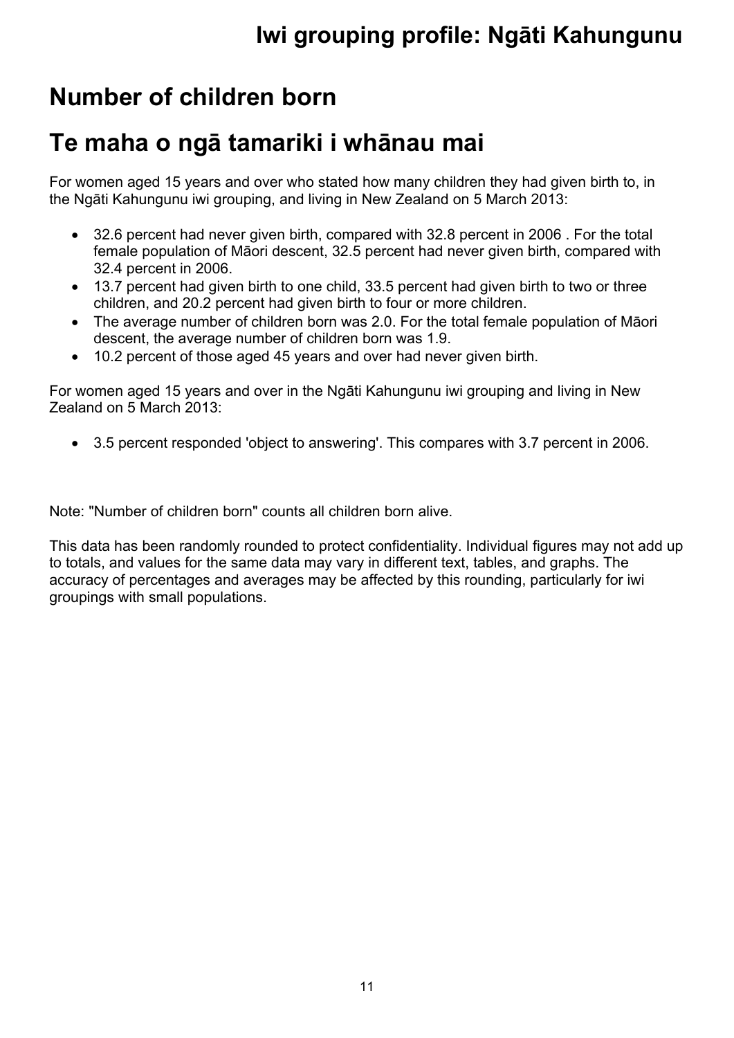# Number of children born

# Te maha o ngā tamariki i whānau mai

For women aged 15 years and over who stated how many children they had given birth to, in the Ngāti Kahungunu iwi grouping, and living in New Zealand on 5 March 2013:

- 32.6 percent had never given birth, compared with 32.8 percent in 2006 . For the total female population of Māori descent, 32.5 percent had never given birth, compared with 32.4 percent in 2006.
- 13.7 percent had given birth to one child, 33.5 percent had given birth to two or three children, and 20.2 percent had given birth to four or more children.
- The average number of children born was 2.0. For the total female population of Māori descent, the average number of children born was 1.9.
- 10.2 percent of those aged 45 years and over had never given birth.

For women aged 15 years and over in the Ngāti Kahungunu iwi grouping and living in New Zealand on 5 March 2013:

- 3.5 percent responded 'object to answering'. This compares with 3.7 percent in 2006.

Note: "Number of children born" counts all children born alive.

This data has been randomly rounded to protect confidentiality. Individual figures may not add up to totals, and values for the same data may vary in different text, tables, and graphs. The accuracy of percentages and averages may be affected by this rounding, particularly for iwi groupings with small populations.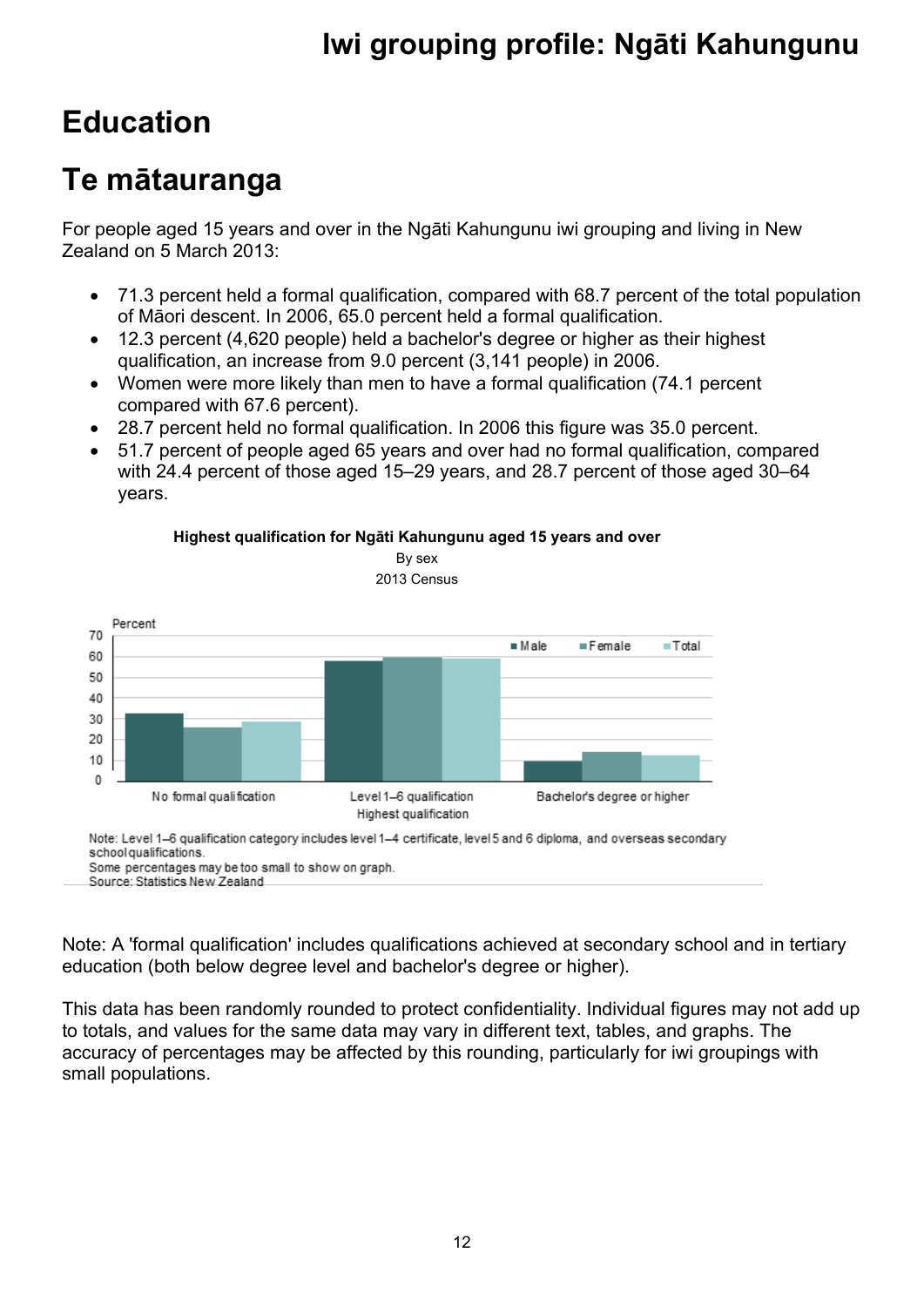# Education

# Te mātauranga

For people aged 15 years and over in the Ngāti Kahungunu iwi grouping and living in New Zealand on 5 March 2013:

- 71.3 percent held a formal qualification, compared with 68.7 percent of the total population of Māori descent. In 2006, 65.0 percent held a formal qualification.
- 12.3 percent (4,620 people) held a bachelor's degree or higher as their highest qualification, an increase from 9.0 percent (3,141 people) in 2006.
- Women were more likely than men to have a formal qualification (74.1 percent compared with 67.6 percent).
- 28.7 percent held no formal qualification. In 2006 this figure was 35.0 percent.
- 51.7 percent of people aged 65 years and over had no formal qualification, compared with 24.4 percent of those aged 15–29 years, and 28.7 percent of those aged 30–64 years.

**Highest qualification for Ngāti Kahungunu aged 15 years and over**

By sex

2013 Census

Note: Level 1–6 qualification category includes level 1–4 certificate, level 5 and 6 diploma, and overseas secondary school qualifications.
Some percentages may be too small to show on graph.
Source: Statistics New Zealand

Note: A 'formal qualification' includes qualifications achieved at secondary school and in tertiary education (both below degree level and bachelor's degree or higher).

This data has been randomly rounded to protect confidentiality. Individual figures may not add up to totals, and values for the same data may vary in different text, tables, and graphs. The accuracy of percentages may be affected by this rounding, particularly for iwi groupings with small populations.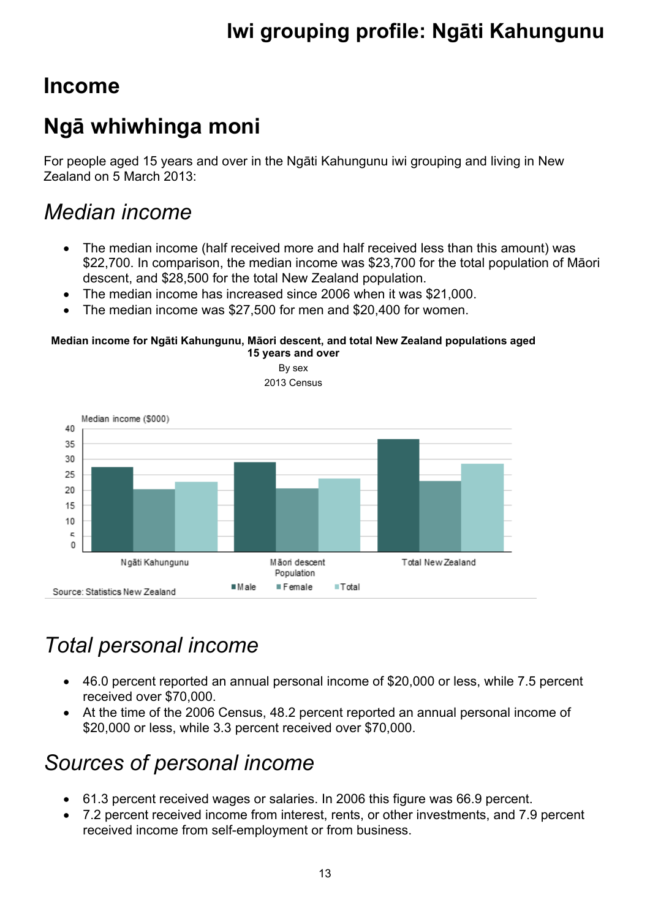# Income

# Ngā whiwhinga moni

For people aged 15 years and over in the Ngāti Kahungunu iwi grouping and living in New Zealand on 5 March 2013:

## *Median income*

- The median income (half received more and half received less than this amount) was $22,700. In comparison, the median income was $23,700 for the total population of Māori descent, and $28,500 for the total New Zealand population.
- The median income has increased since 2006 when it was $21,000.
- The median income was $27,500 for men and $20,400 for women.

**Median income for Ngāti Kahungunu, Māori descent, and total New Zealand populations aged 15 years and over**

By sex

2013 Census

Median income ($000)

Ngāti Kahungunu | Māori descent Population | Total New Zealand

Male | Female | Total

Source: Statistics New Zealand

## *Total personal income*

- 46.0 percent reported an annual personal income of $20,000 or less, while 7.5 percent received over $70,000.
- At the time of the 2006 Census, 48.2 percent reported an annual personal income of $20,000 or less, while 3.3 percent received over $70,000.

## *Sources of personal income*

- 61.3 percent received wages or salaries. In 2006 this figure was 66.9 percent.
- 7.2 percent received income from interest, rents, or other investments, and 7.9 percent received income from self-employment or from business.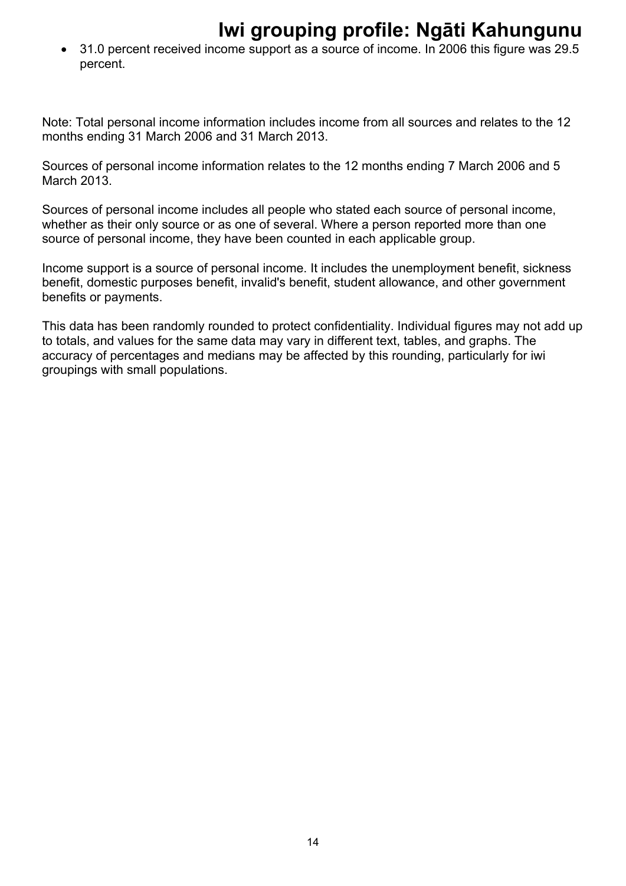- 31.0 percent received income support as a source of income. In 2006 this figure was 29.5 percent.

Note: Total personal income information includes income from all sources and relates to the 12 months ending 31 March 2006 and 31 March 2013.

Sources of personal income information relates to the 12 months ending 7 March 2006 and 5 March 2013.

Sources of personal income includes all people who stated each source of personal income, whether as their only source or as one of several. Where a person reported more than one source of personal income, they have been counted in each applicable group.

Income support is a source of personal income. It includes the unemployment benefit, sickness benefit, domestic purposes benefit, invalid's benefit, student allowance, and other government benefits or payments.

This data has been randomly rounded to protect confidentiality. Individual figures may not add up to totals, and values for the same data may vary in different text, tables, and graphs. The accuracy of percentages and medians may be affected by this rounding, particularly for iwi groupings with small populations.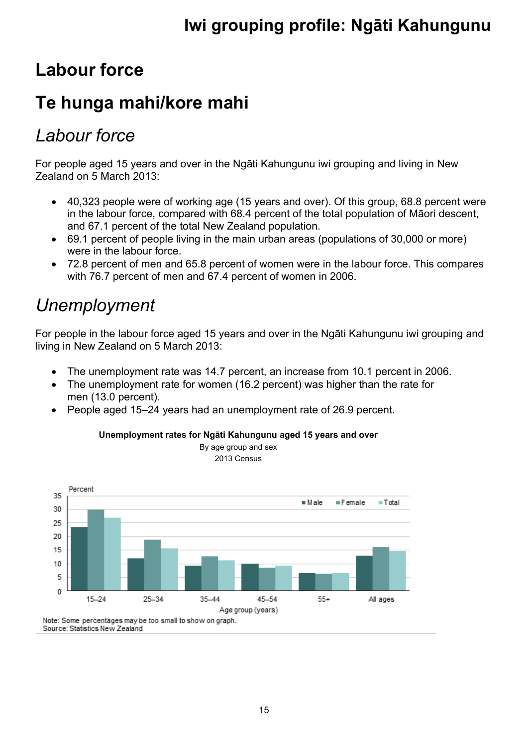# Labour force

# Te hunga mahi/kore mahi

## *Labour force*

For people aged 15 years and over in the Ngāti Kahungunu iwi grouping and living in New Zealand on 5 March 2013:

- 40,323 people were of working age (15 years and over). Of this group, 68.8 percent were in the labour force, compared with 68.4 percent of the total population of Māori descent, and 67.1 percent of the total New Zealand population.
- 69.1 percent of people living in the main urban areas (populations of 30,000 or more) were in the labour force.
- 72.8 percent of men and 65.8 percent of women were in the labour force. This compares with 76.7 percent of men and 67.4 percent of women in 2006.

## *Unemployment*

For people in the labour force aged 15 years and over in the Ngāti Kahungunu iwi grouping and living in New Zealand on 5 March 2013:

- The unemployment rate was 14.7 percent, an increase from 10.1 percent in 2006.
- The unemployment rate for women (16.2 percent) was higher than the rate for men (13.0 percent).
- People aged 15–24 years had an unemployment rate of 26.9 percent.

**Unemployment rates for Ngāti Kahungunu aged 15 years and over**

By age group and sex

2013 Census

Note: Some percentages may be too small to show on graph.

Source: Statistics New Zealand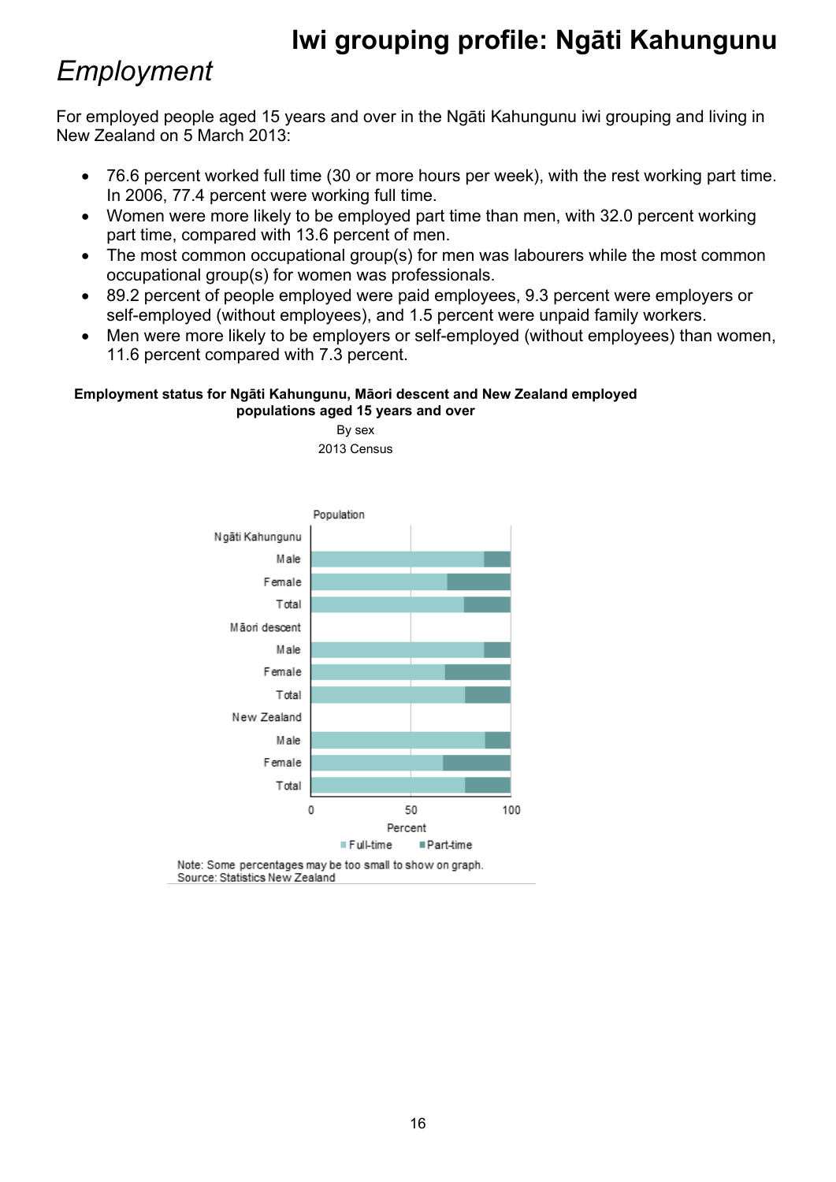## *Employment*

For employed people aged 15 years and over in the Ngāti Kahungunu iwi grouping and living in New Zealand on 5 March 2013:

- 76.6 percent worked full time (30 or more hours per week), with the rest working part time. In 2006, 77.4 percent were working full time.
- Women were more likely to be employed part time than men, with 32.0 percent working part time, compared with 13.6 percent of men.
- The most common occupational group(s) for men was labourers while the most common occupational group(s) for women was professionals.
- 89.2 percent of people employed were paid employees, 9.3 percent were employers or self-employed (without employees), and 1.5 percent were unpaid family workers.
- Men were more likely to be employers or self-employed (without employees) than women, 11.6 percent compared with 7.3 percent.

**Employment status for Ngāti Kahungunu, Māori descent and New Zealand employed populations aged 15 years and over**

By sex

2013 Census

Population

Ngāti Kahungunu: Male, Female, Total

Māori descent: Male, Female, Total

New Zealand: Male, Female, Total

0 50 100

Percent

Full-time Part-time

Note: Some percentages may be too small to show on graph.
Source: Statistics New Zealand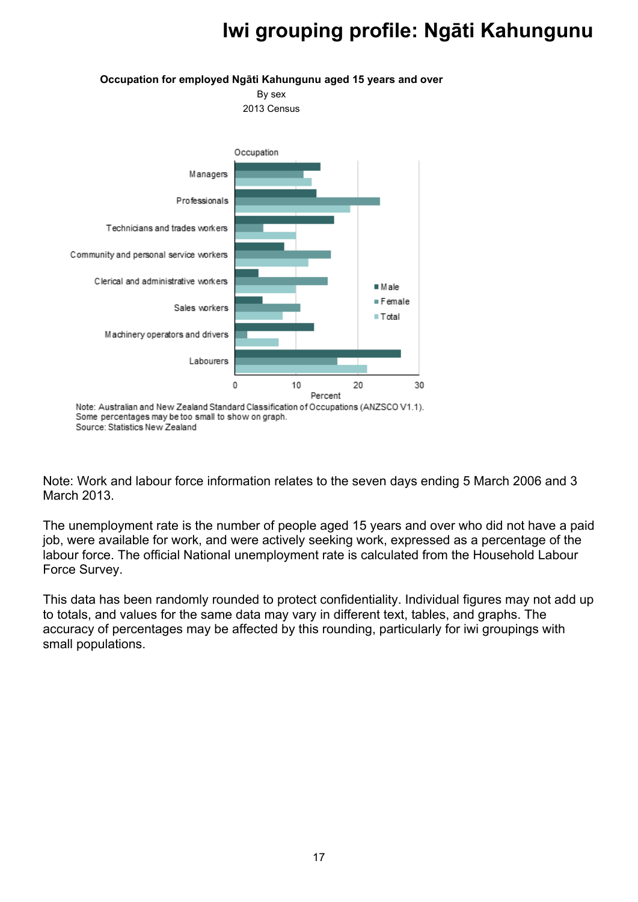# Iwi grouping profile: Ngāti Kahungunu

**Occupation for employed Ngāti Kahungunu aged 15 years and over**

By sex

2013 Census

Note: Australian and New Zealand Standard Classification of Occupations (ANZSCO V1.1).
Some percentages may be too small to show on graph.
Source: Statistics New Zealand

Note: Work and labour force information relates to the seven days ending 5 March 2006 and 3 March 2013.

The unemployment rate is the number of people aged 15 years and over who did not have a paid job, were available for work, and were actively seeking work, expressed as a percentage of the labour force. The official National unemployment rate is calculated from the Household Labour Force Survey.

This data has been randomly rounded to protect confidentiality. Individual figures may not add up to totals, and values for the same data may vary in different text, tables, and graphs. The accuracy of percentages may be affected by this rounding, particularly for iwi groupings with small populations.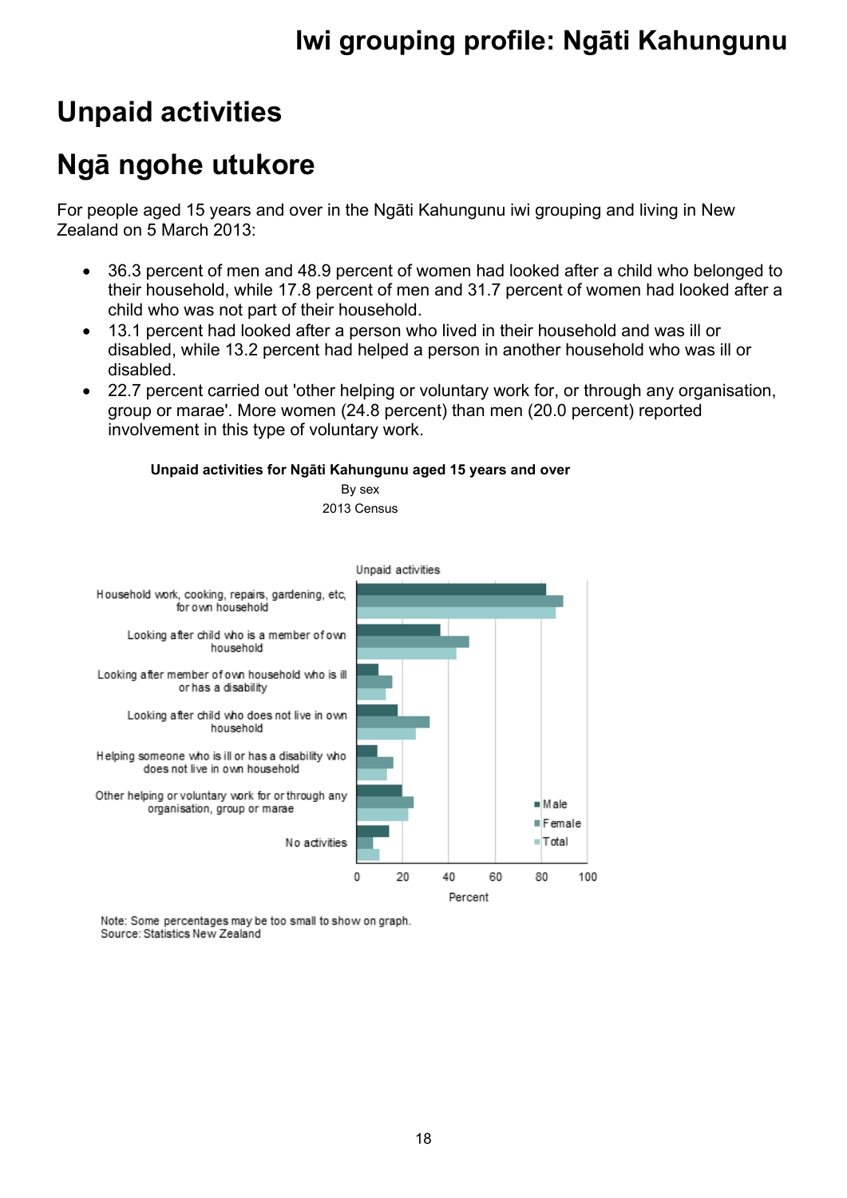# Unpaid activities

# Ngā ngohe utukore

For people aged 15 years and over in the Ngāti Kahungunu iwi grouping and living in New Zealand on 5 March 2013:

- 36.3 percent of men and 48.9 percent of women had looked after a child who belonged to their household, while 17.8 percent of men and 31.7 percent of women had looked after a child who was not part of their household.
- 13.1 percent had looked after a person who lived in their household and was ill or disabled, while 13.2 percent had helped a person in another household who was ill or disabled.
- 22.7 percent carried out 'other helping or voluntary work for, or through any organisation, group or marae'. More women (24.8 percent) than men (20.0 percent) reported involvement in this type of voluntary work.

**Unpaid activities for Ngāti Kahungunu aged 15 years and over**

By sex

2013 Census

Unpaid activities

Household work, cooking, repairs, gardening, etc, for own household

Looking after child who is a member of own household

Looking after member of own household who is ill or has a disability

Looking after child who does not live in own household

Helping someone who is ill or has a disability who does not live in own household

Other helping or voluntary work for or through any organisation, group or marae

No activities

Male

Female

Total

0 20 40 60 80 100

Percent

Note: Some percentages may be too small to show on graph.
Source: Statistics New Zealand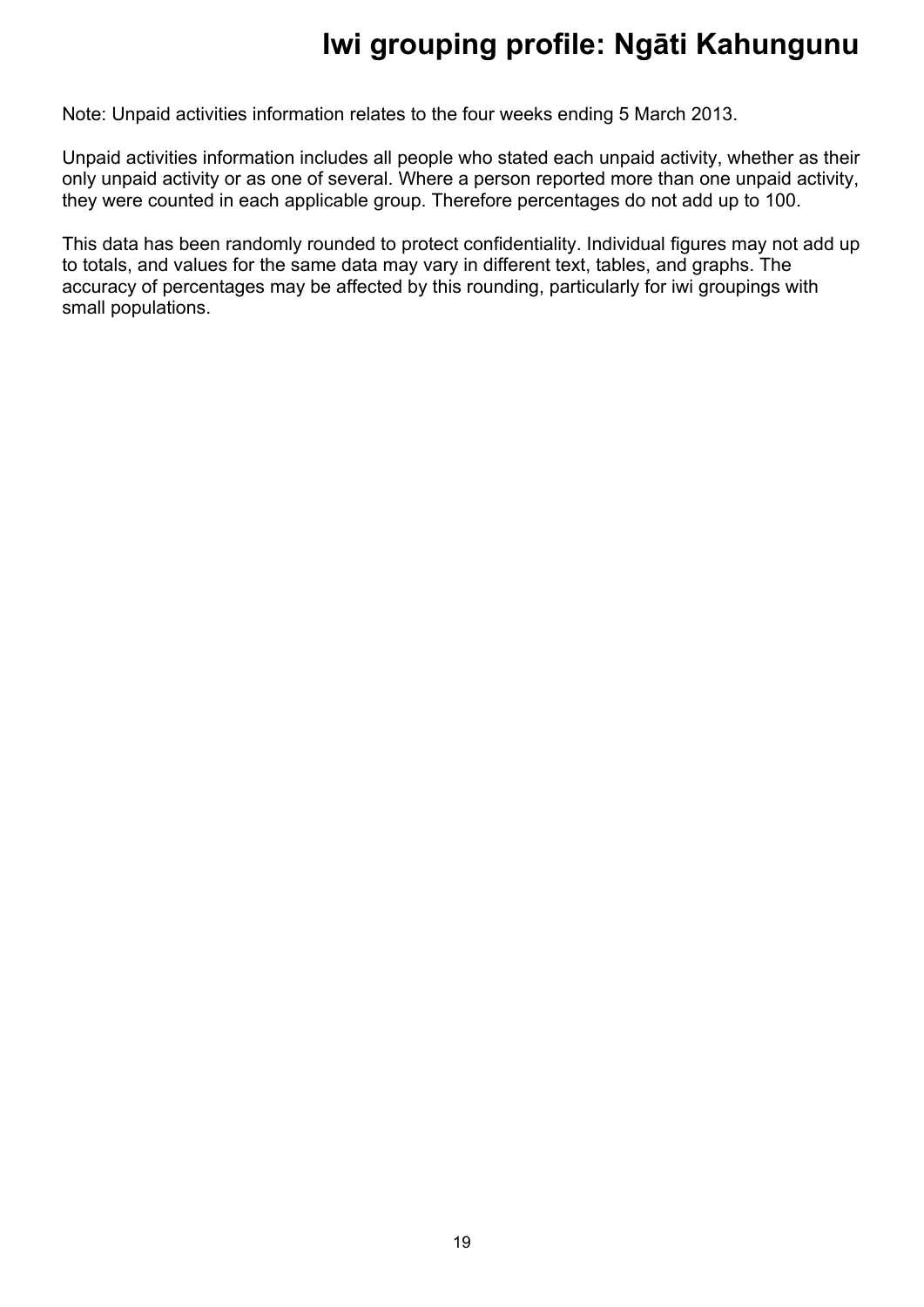# Iwi grouping profile: Ngāti Kahungunu

Note: Unpaid activities information relates to the four weeks ending 5 March 2013.

Unpaid activities information includes all people who stated each unpaid activity, whether as their only unpaid activity or as one of several. Where a person reported more than one unpaid activity, they were counted in each applicable group. Therefore percentages do not add up to 100.

This data has been randomly rounded to protect confidentiality. Individual figures may not add up to totals, and values for the same data may vary in different text, tables, and graphs. The accuracy of percentages may be affected by this rounding, particularly for iwi groupings with small populations.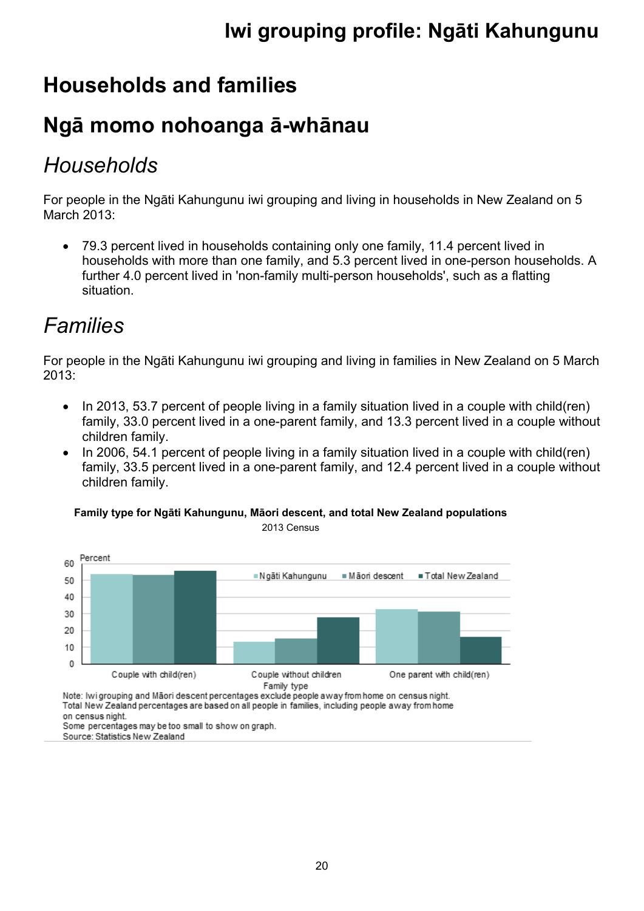## Households and families

## Ngā momo nohoanga ā-whānau

### *Households*

For people in the Ngāti Kahungunu iwi grouping and living in households in New Zealand on 5 March 2013:

- 79.3 percent lived in households containing only one family, 11.4 percent lived in households with more than one family, and 5.3 percent lived in one-person households. A further 4.0 percent lived in 'non-family multi-person households', such as a flatting situation.

### *Families*

For people in the Ngāti Kahungunu iwi grouping and living in families in New Zealand on 5 March 2013:

- In 2013, 53.7 percent of people living in a family situation lived in a couple with child(ren) family, 33.0 percent lived in a one-parent family, and 13.3 percent lived in a couple without children family.
- In 2006, 54.1 percent of people living in a family situation lived in a couple with child(ren) family, 33.5 percent lived in a one-parent family, and 12.4 percent lived in a couple without children family.

**Family type for Ngāti Kahungunu, Māori descent, and total New Zealand populations**

2013 Census

Note: Iwi grouping and Māori descent percentages exclude people away from home on census night.
Total New Zealand percentages are based on all people in families, including people away from home on census night.
Some percentages may be too small to show on graph.
Source: Statistics New Zealand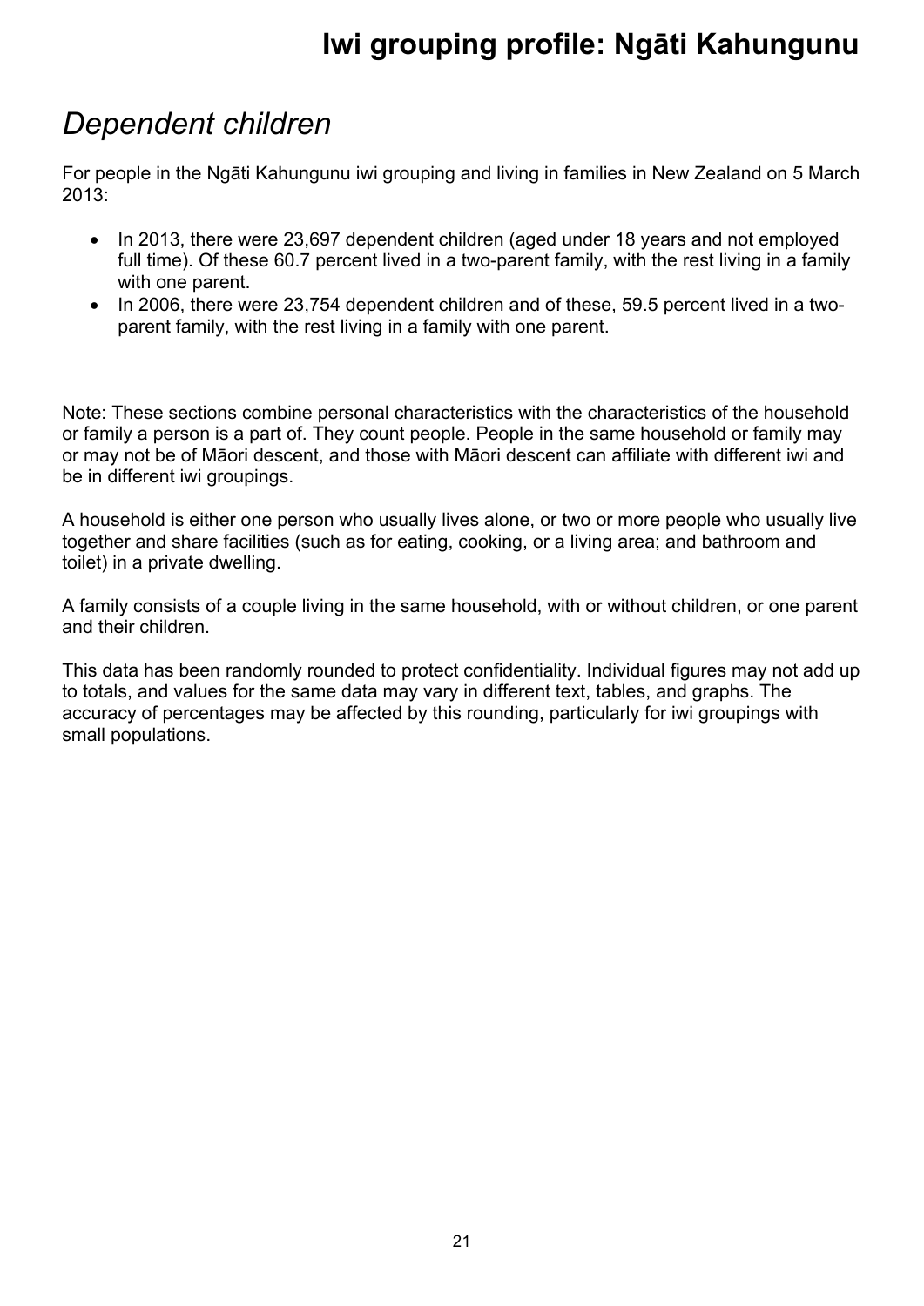# Dependent children

For people in the Ngāti Kahungunu iwi grouping and living in families in New Zealand on 5 March 2013:

- In 2013, there were 23,697 dependent children (aged under 18 years and not employed full time). Of these 60.7 percent lived in a two-parent family, with the rest living in a family with one parent.
- In 2006, there were 23,754 dependent children and of these, 59.5 percent lived in a two-parent family, with the rest living in a family with one parent.

Note: These sections combine personal characteristics with the characteristics of the household or family a person is a part of. They count people. People in the same household or family may or may not be of Māori descent, and those with Māori descent can affiliate with different iwi and be in different iwi groupings.

A household is either one person who usually lives alone, or two or more people who usually live together and share facilities (such as for eating, cooking, or a living area; and bathroom and toilet) in a private dwelling.

A family consists of a couple living in the same household, with or without children, or one parent and their children.

This data has been randomly rounded to protect confidentiality. Individual figures may not add up to totals, and values for the same data may vary in different text, tables, and graphs. The accuracy of percentages may be affected by this rounding, particularly for iwi groupings with small populations.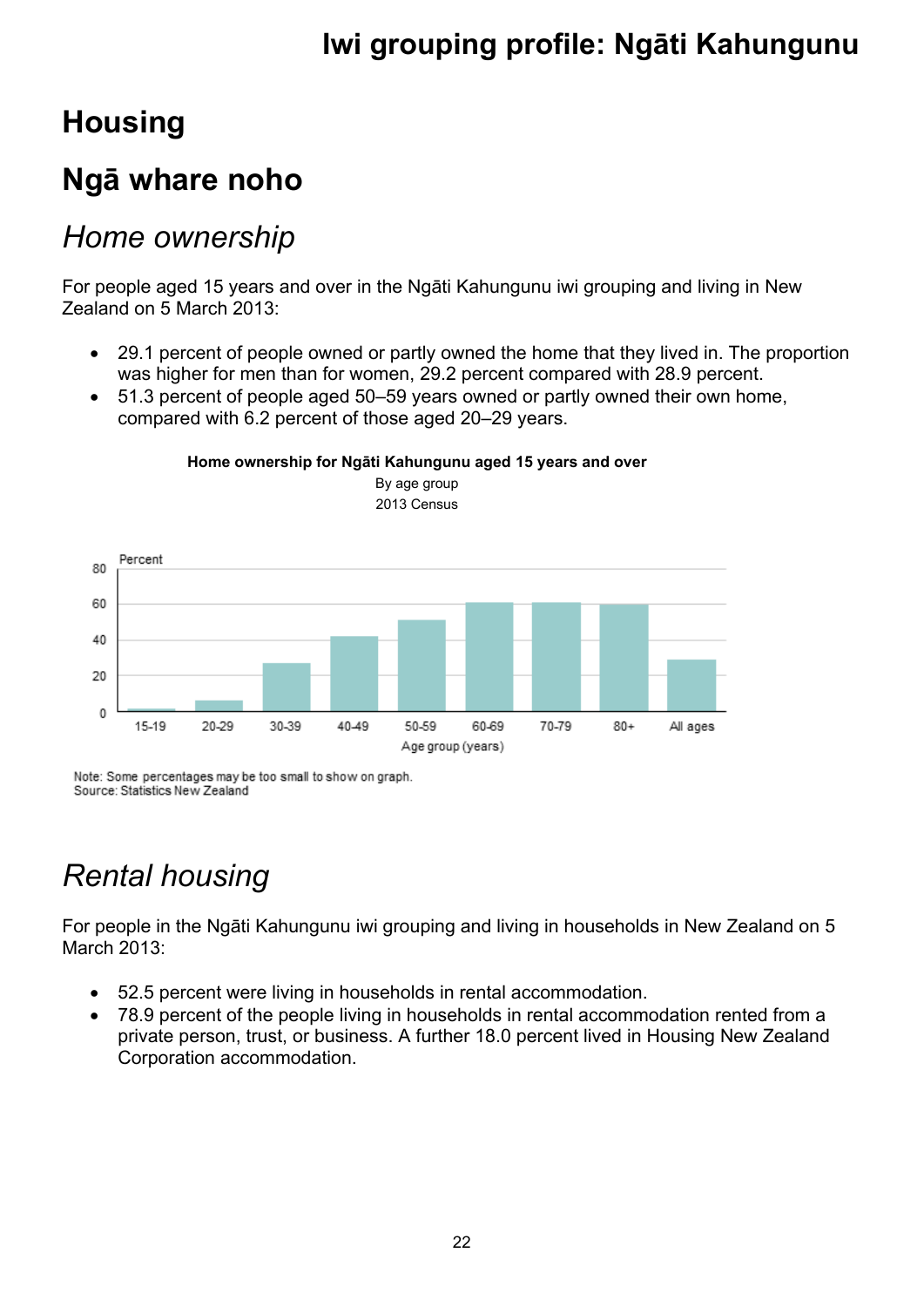# Housing

# Ngā whare noho

## *Home ownership*

For people aged 15 years and over in the Ngāti Kahungunu iwi grouping and living in New Zealand on 5 March 2013:

- 29.1 percent of people owned or partly owned the home that they lived in. The proportion was higher for men than for women, 29.2 percent compared with 28.9 percent.
- 51.3 percent of people aged 50–59 years owned or partly owned their own home, compared with 6.2 percent of those aged 20–29 years.

**Home ownership for Ngāti Kahungunu aged 15 years and over**

By age group

2013 Census

Note: Some percentages may be too small to show on graph.
Source: Statistics New Zealand

## *Rental housing*

For people in the Ngāti Kahungunu iwi grouping and living in households in New Zealand on 5 March 2013:

- 52.5 percent were living in households in rental accommodation.
- 78.9 percent of the people living in households in rental accommodation rented from a private person, trust, or business. A further 18.0 percent lived in Housing New Zealand Corporation accommodation.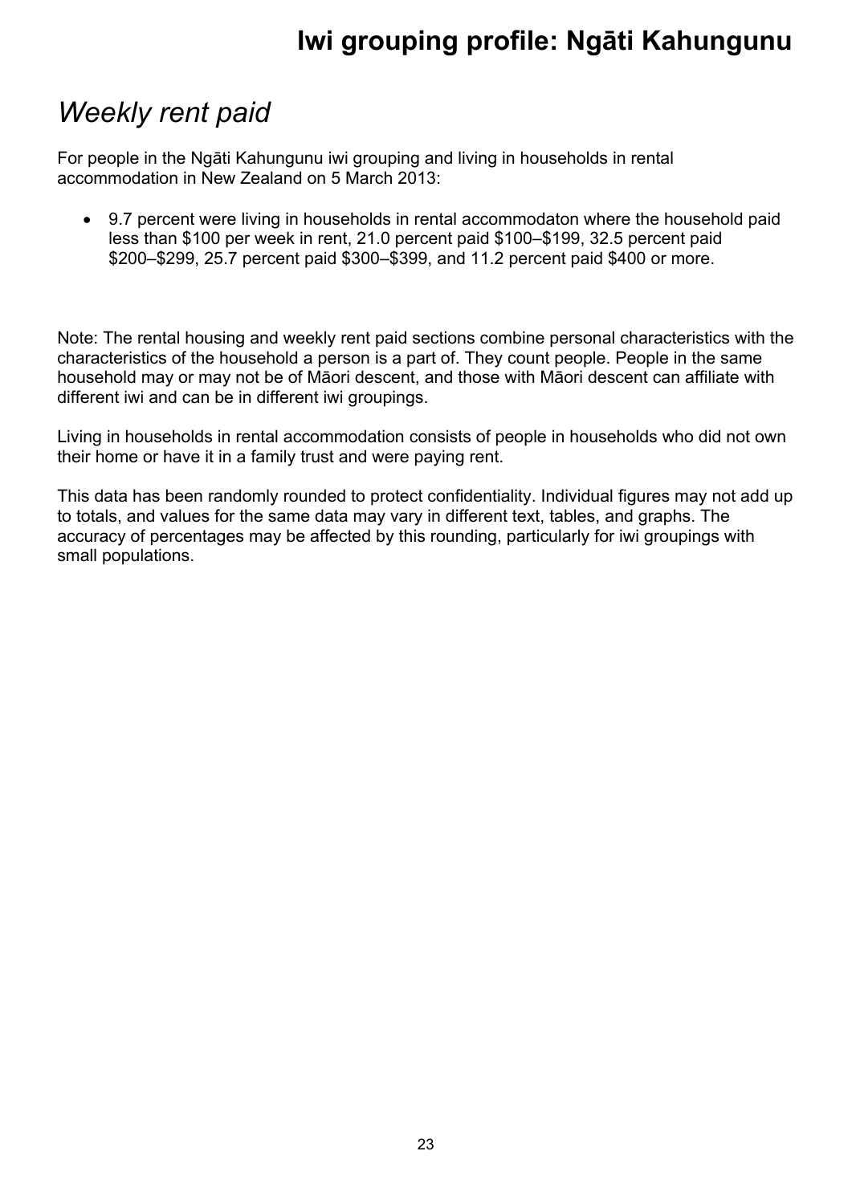## *Weekly rent paid*

For people in the Ngāti Kahungunu iwi grouping and living in households in rental accommodation in New Zealand on 5 March 2013:

- 9.7 percent were living in households in rental accommodaton where the household paid less than $100 per week in rent, 21.0 percent paid $100–$199, 32.5 percent paid $200–$299, 25.7 percent paid $300–$399, and 11.2 percent paid $400 or more.

Note: The rental housing and weekly rent paid sections combine personal characteristics with the characteristics of the household a person is a part of. They count people. People in the same household may or may not be of Māori descent, and those with Māori descent can affiliate with different iwi and can be in different iwi groupings.

Living in households in rental accommodation consists of people in households who did not own their home or have it in a family trust and were paying rent.

This data has been randomly rounded to protect confidentiality. Individual figures may not add up to totals, and values for the same data may vary in different text, tables, and graphs. The accuracy of percentages may be affected by this rounding, particularly for iwi groupings with small populations.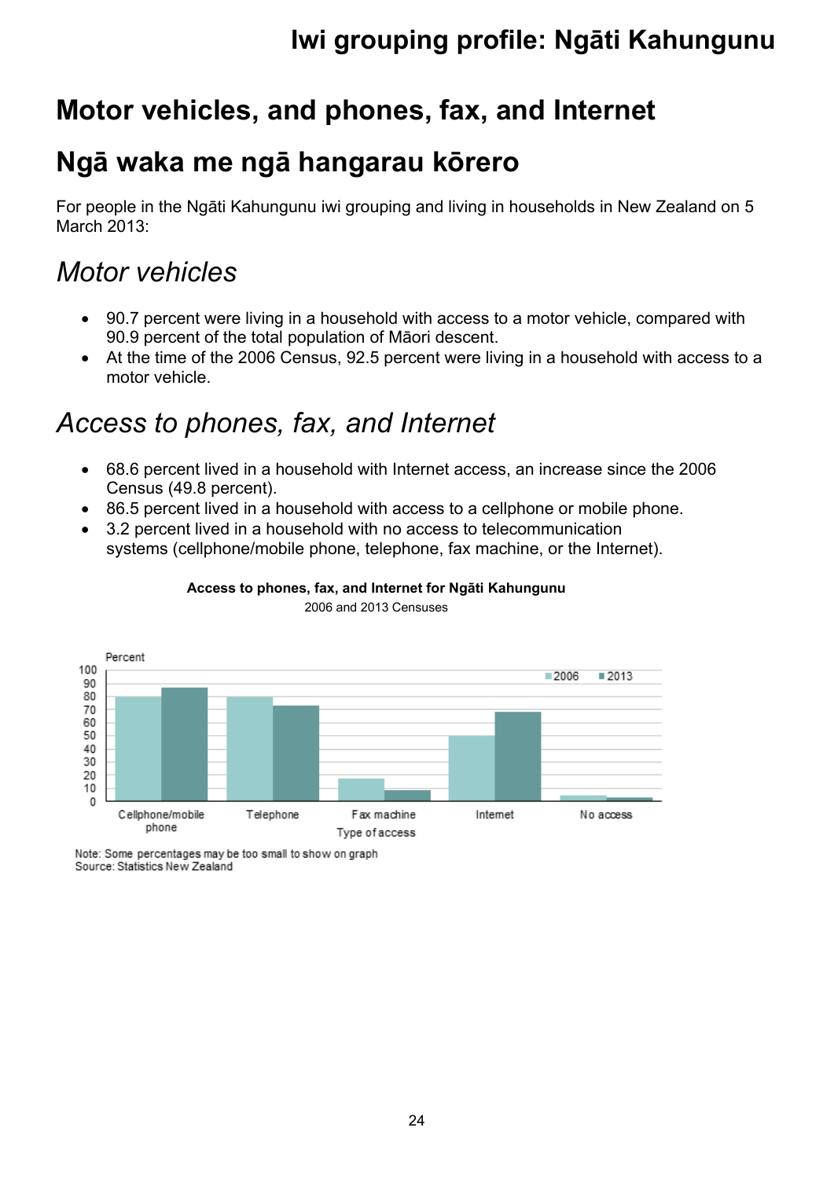# Motor vehicles, and phones, fax, and Internet

# Ngā waka me ngā hangarau kōrero

For people in the Ngāti Kahungunu iwi grouping and living in households in New Zealand on 5 March 2013:

## *Motor vehicles*

- 90.7 percent were living in a household with access to a motor vehicle, compared with 90.9 percent of the total population of Māori descent.
- At the time of the 2006 Census, 92.5 percent were living in a household with access to a motor vehicle.

## *Access to phones, fax, and Internet*

- 68.6 percent lived in a household with Internet access, an increase since the 2006 Census (49.8 percent).
- 86.5 percent lived in a household with access to a cellphone or mobile phone.
- 3.2 percent lived in a household with no access to telecommunication systems (cellphone/mobile phone, telephone, fax machine, or the Internet).

**Access to phones, fax, and Internet for Ngāti Kahungunu**

2006 and 2013 Censuses

Note: Some percentages may be too small to show on graph
Source: Statistics New Zealand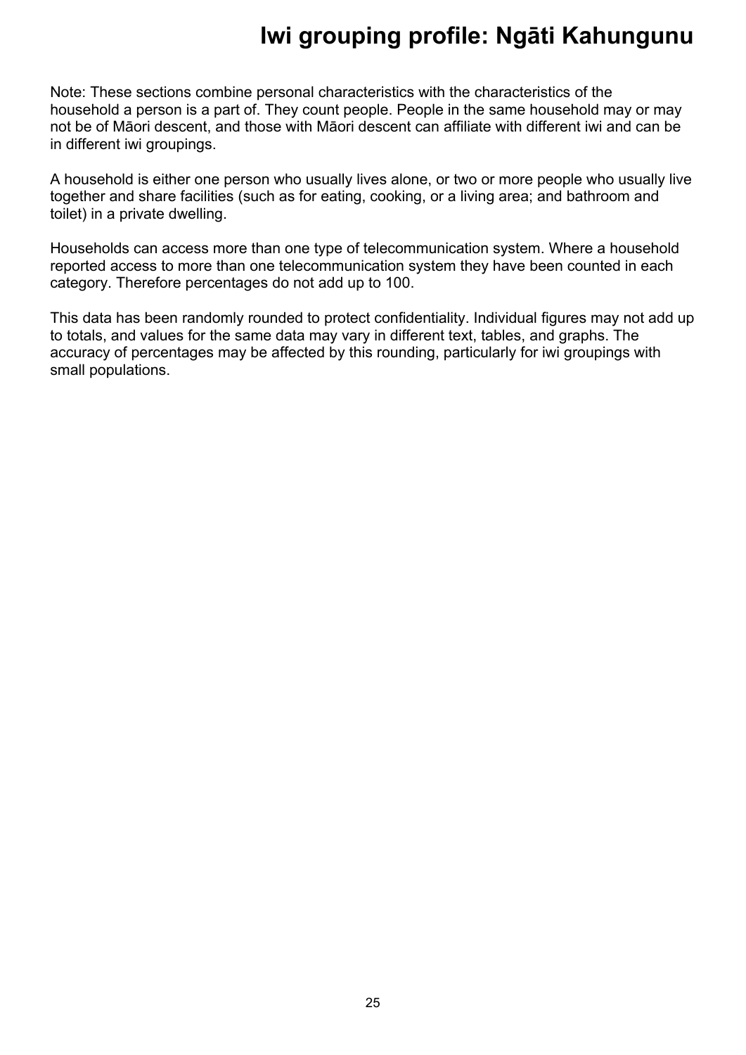# Iwi grouping profile: Ngāti Kahungunu

Note: These sections combine personal characteristics with the characteristics of the household a person is a part of. They count people. People in the same household may or may not be of Māori descent, and those with Māori descent can affiliate with different iwi and can be in different iwi groupings.

A household is either one person who usually lives alone, or two or more people who usually live together and share facilities (such as for eating, cooking, or a living area; and bathroom and toilet) in a private dwelling.

Households can access more than one type of telecommunication system. Where a household reported access to more than one telecommunication system they have been counted in each category. Therefore percentages do not add up to 100.

This data has been randomly rounded to protect confidentiality. Individual figures may not add up to totals, and values for the same data may vary in different text, tables, and graphs. The accuracy of percentages may be affected by this rounding, particularly for iwi groupings with small populations.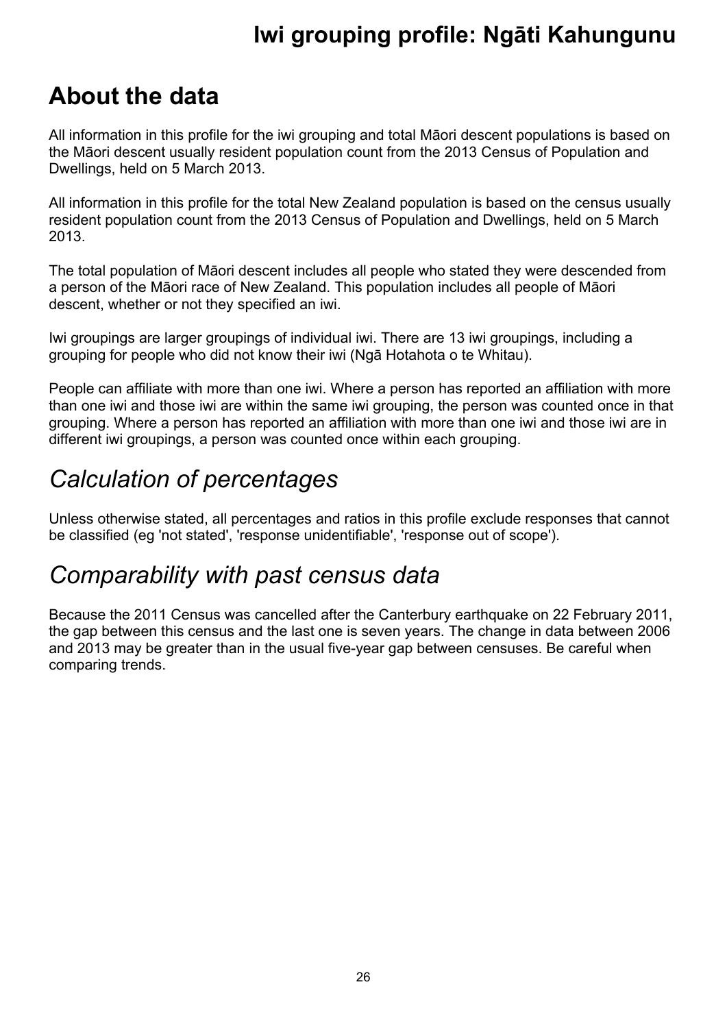## About the data

All information in this profile for the iwi grouping and total Māori descent populations is based on the Māori descent usually resident population count from the 2013 Census of Population and Dwellings, held on 5 March 2013.

All information in this profile for the total New Zealand population is based on the census usually resident population count from the 2013 Census of Population and Dwellings, held on 5 March 2013.

The total population of Māori descent includes all people who stated they were descended from a person of the Māori race of New Zealand. This population includes all people of Māori descent, whether or not they specified an iwi.

Iwi groupings are larger groupings of individual iwi. There are 13 iwi groupings, including a grouping for people who did not know their iwi (Ngā Hotahota o te Whitau).

People can affiliate with more than one iwi. Where a person has reported an affiliation with more than one iwi and those iwi are within the same iwi grouping, the person was counted once in that grouping. Where a person has reported an affiliation with more than one iwi and those iwi are in different iwi groupings, a person was counted once within each grouping.

### *Calculation of percentages*

Unless otherwise stated, all percentages and ratios in this profile exclude responses that cannot be classified (eg 'not stated', 'response unidentifiable', 'response out of scope').

### *Comparability with past census data*

Because the 2011 Census was cancelled after the Canterbury earthquake on 22 February 2011, the gap between this census and the last one is seven years. The change in data between 2006 and 2013 may be greater than in the usual five-year gap between censuses. Be careful when comparing trends.